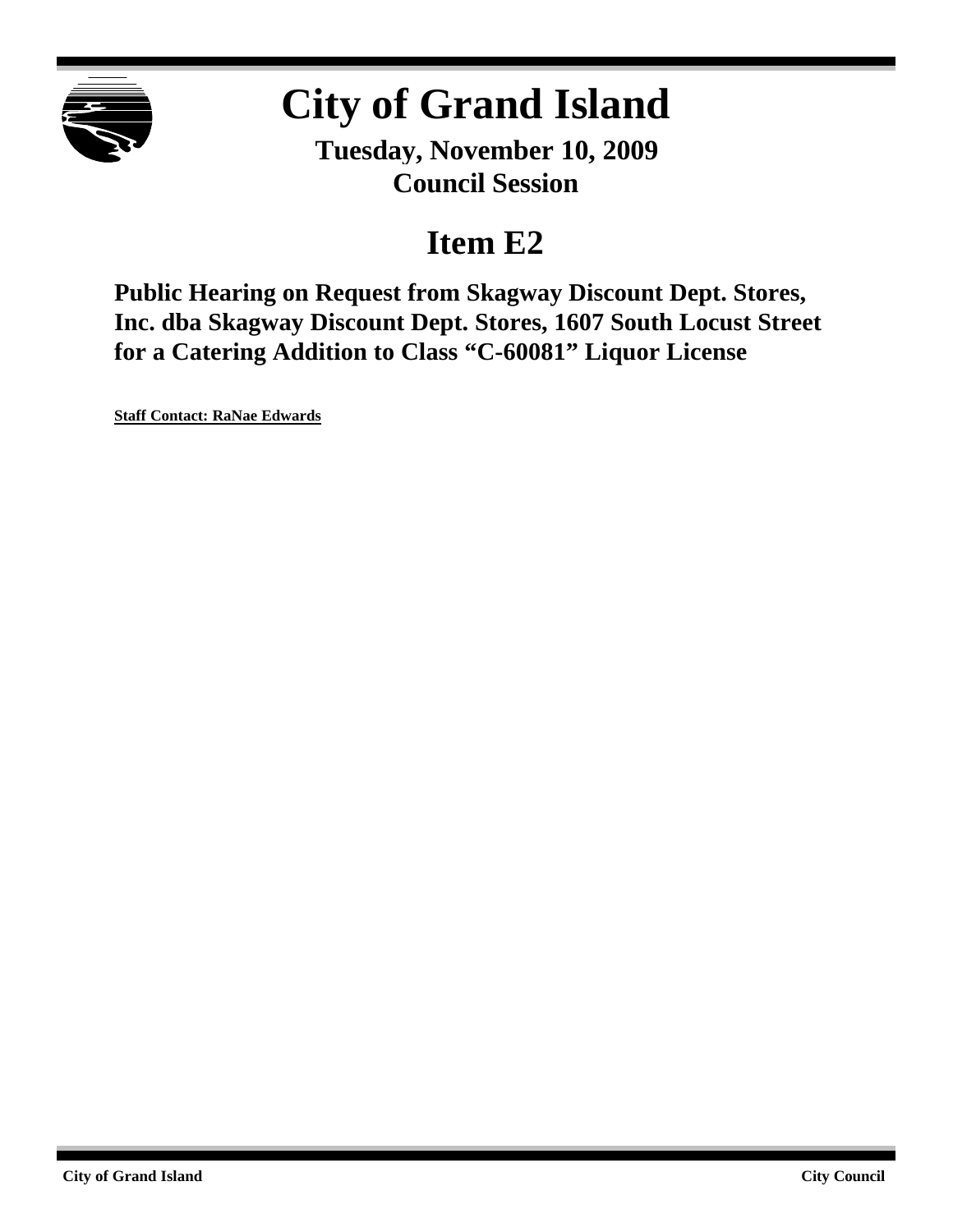# City of Grand Island

**Tuesday, November 10, 2009**
**Council Session**

## Item E2

### Public Hearing on Request from Skagway Discount Dept. Stores, Inc. dba Skagway Discount Dept. Stores, 1607 South Locust Street for a Catering Addition to Class "C-60081" Liquor License

**Staff Contact: RaNae Edwards**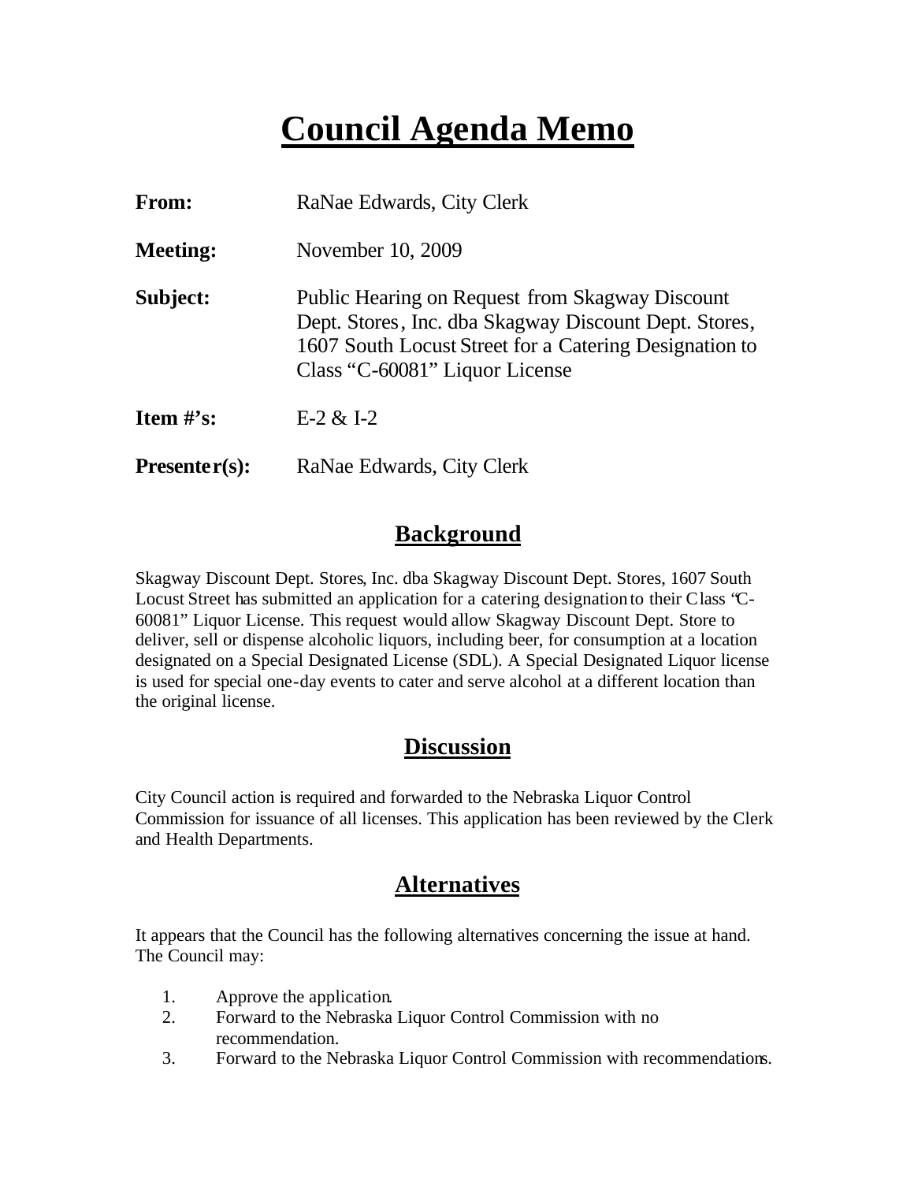# Council Agenda Memo

**From:** RaNae Edwards, City Clerk

**Meeting:** November 10, 2009

**Subject:** Public Hearing on Request from Skagway Discount Dept. Stores, Inc. dba Skagway Discount Dept. Stores, 1607 South Locust Street for a Catering Designation to Class "C-60081" Liquor License

**Item #'s:** E-2 & I-2

**Presenter(s):** RaNae Edwards, City Clerk

## Background

Skagway Discount Dept. Stores, Inc. dba Skagway Discount Dept. Stores, 1607 South Locust Street has submitted an application for a catering designation to their Class "C-60081" Liquor License. This request would allow Skagway Discount Dept. Store to deliver, sell or dispense alcoholic liquors, including beer, for consumption at a location designated on a Special Designated License (SDL). A Special Designated Liquor license is used for special one-day events to cater and serve alcohol at a different location than the original license.

## Discussion

City Council action is required and forwarded to the Nebraska Liquor Control Commission for issuance of all licenses. This application has been reviewed by the Clerk and Health Departments.

## Alternatives

It appears that the Council has the following alternatives concerning the issue at hand. The Council may:

1. Approve the application.
2. Forward to the Nebraska Liquor Control Commission with no recommendation.
3. Forward to the Nebraska Liquor Control Commission with recommendations.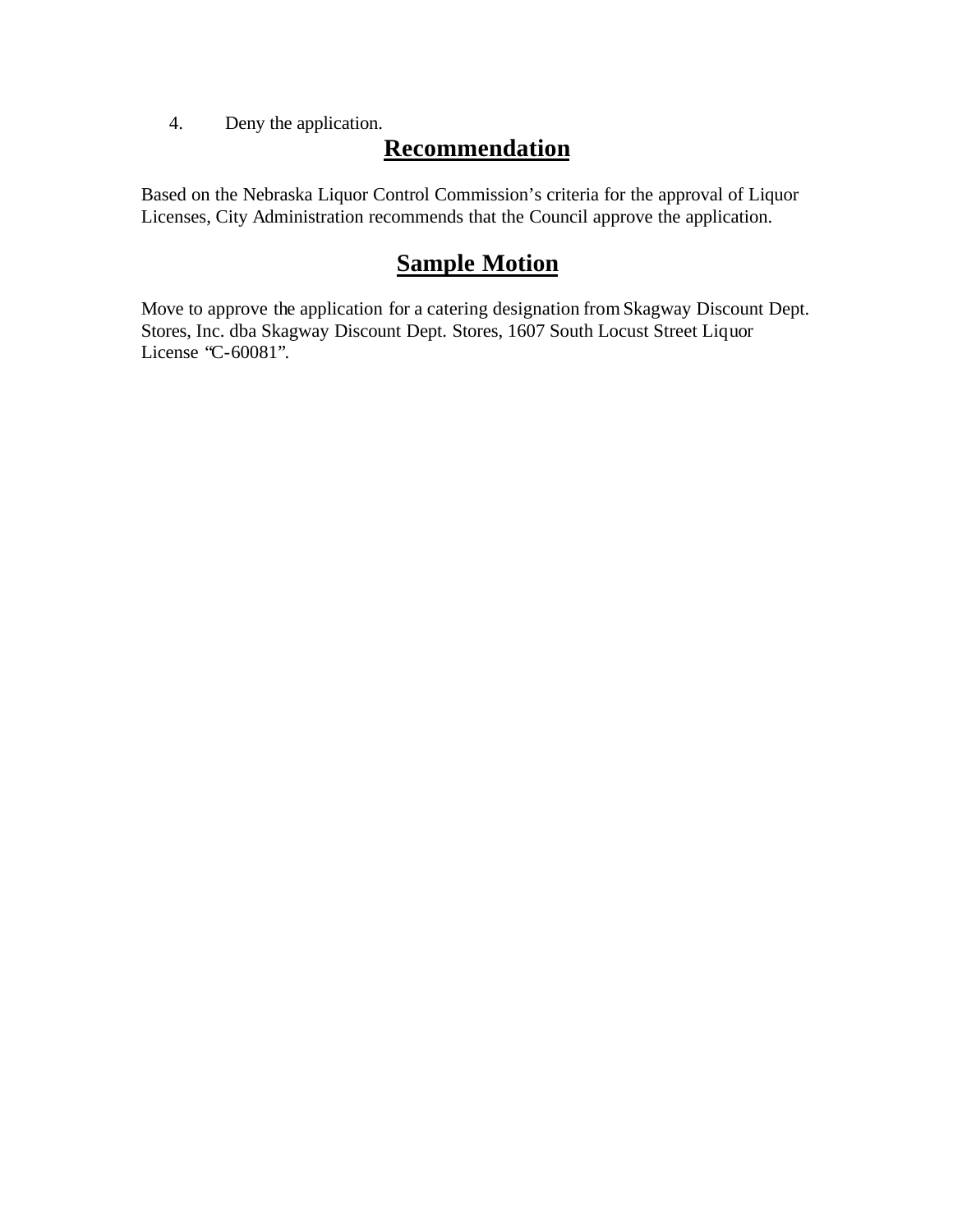4. Deny the application.

## Recommendation

Based on the Nebraska Liquor Control Commission's criteria for the approval of Liquor Licenses, City Administration recommends that the Council approve the application.

## Sample Motion

Move to approve the application for a catering designation from Skagway Discount Dept. Stores, Inc. dba Skagway Discount Dept. Stores, 1607 South Locust Street Liquor License "C-60081".